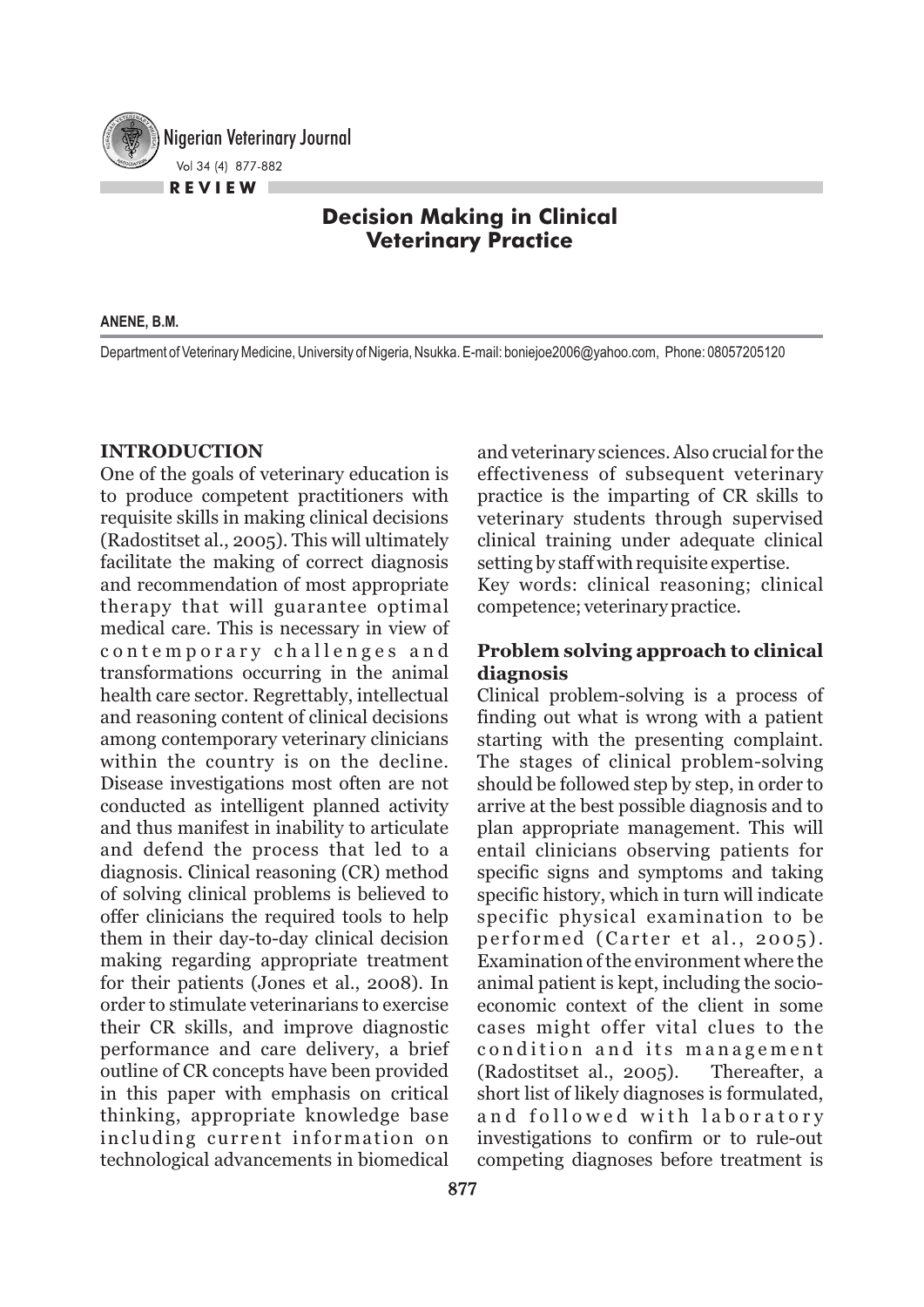**REVIEW**

# Decision Making in Clinical Veterinary Practice

**ANENE, B.M.**

Department of Veterinary Medicine, University of Nigeria, Nsukka. E-mail: boniejoe2006@yahoo.com, Phone: 08057205120

## INTRODUCTION

One of the goals of veterinary education is to produce competent practitioners with requisite skills in making clinical decisions (Radostitset al., 2005). This will ultimately facilitate the making of correct diagnosis and recommendation of most appropriate therapy that will guarantee optimal medical care. This is necessary in view of contemporary challenges and transformations occurring in the animal health care sector. Regrettably, intellectual and reasoning content of clinical decisions among contemporary veterinary clinicians within the country is on the decline. Disease investigations most often are not conducted as intelligent planned activity and thus manifest in inability to articulate and defend the process that led to a diagnosis. Clinical reasoning (CR) method of solving clinical problems is believed to offer clinicians the required tools to help them in their day-to-day clinical decision making regarding appropriate treatment for their patients (Jones et al., 2008). In order to stimulate veterinarians to exercise their CR skills, and improve diagnostic performance and care delivery, a brief outline of CR concepts have been provided in this paper with emphasis on critical thinking, appropriate knowledge base including current information on technological advancements in biomedical and veterinary sciences. Also crucial for the effectiveness of subsequent veterinary practice is the imparting of CR skills to veterinary students through supervised clinical training under adequate clinical setting by staff with requisite expertise.

Key words: clinical reasoning; clinical competence; veterinary practice.

## Problem solving approach to clinical diagnosis

Clinical problem-solving is a process of finding out what is wrong with a patient starting with the presenting complaint. The stages of clinical problem-solving should be followed step by step, in order to arrive at the best possible diagnosis and to plan appropriate management. This will entail clinicians observing patients for specific signs and symptoms and taking specific history, which in turn will indicate specific physical examination to be performed (Carter et al., 2005). Examination of the environment where the animal patient is kept, including the socio-economic context of the client in some cases might offer vital clues to the condition and its management (Radostitset al., 2005). Thereafter, a short list of likely diagnoses is formulated, and followed with laboratory investigations to confirm or to rule-out competing diagnoses before treatment is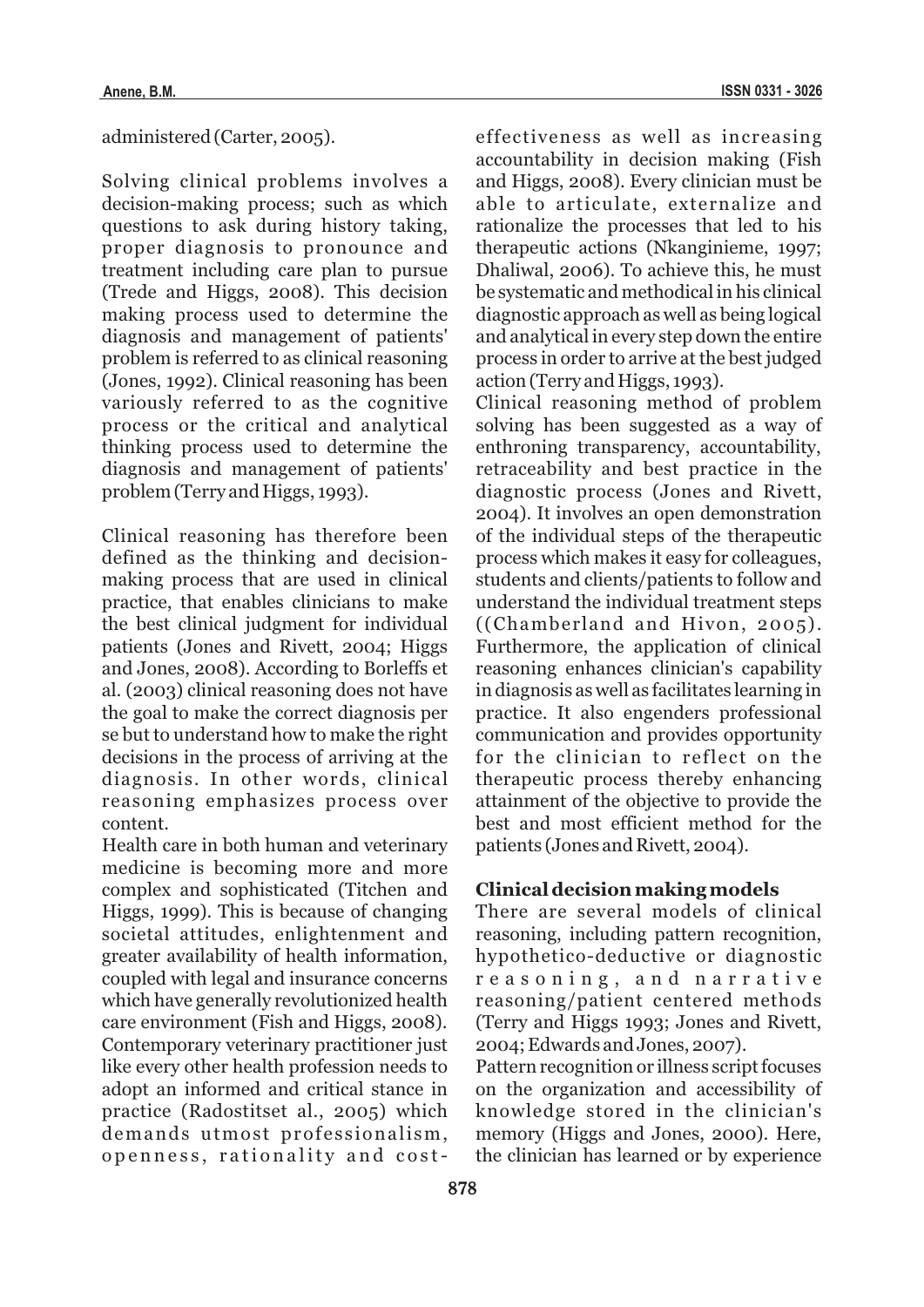administered (Carter, 2005).

Solving clinical problems involves a decision-making process; such as which questions to ask during history taking, proper diagnosis to pronounce and treatment including care plan to pursue (Trede and Higgs, 2008). This decision making process used to determine the diagnosis and management of patients' problem is referred to as clinical reasoning (Jones, 1992). Clinical reasoning has been variously referred to as the cognitive process or the critical and analytical thinking process used to determine the diagnosis and management of patients' problem (Terry and Higgs, 1993).

Clinical reasoning has therefore been defined as the thinking and decision-making process that are used in clinical practice, that enables clinicians to make the best clinical judgment for individual patients (Jones and Rivett, 2004; Higgs and Jones, 2008). According to Borleffs et al. (2003) clinical reasoning does not have the goal to make the correct diagnosis per se but to understand how to make the right decisions in the process of arriving at the diagnosis. In other words, clinical reasoning emphasizes process over content.

Health care in both human and veterinary medicine is becoming more and more complex and sophisticated (Titchen and Higgs, 1999). This is because of changing societal attitudes, enlightenment and greater availability of health information, coupled with legal and insurance concerns which have generally revolutionized health care environment (Fish and Higgs, 2008). Contemporary veterinary practitioner just like every other health profession needs to adopt an informed and critical stance in practice (Radostitset al., 2005) which demands utmost professionalism, openness, rationality and cost-effectiveness as well as increasing accountability in decision making (Fish and Higgs, 2008). Every clinician must be able to articulate, externalize and rationalize the processes that led to his therapeutic actions (Nkanginieme, 1997; Dhaliwal, 2006). To achieve this, he must be systematic and methodical in his clinical diagnostic approach as well as being logical and analytical in every step down the entire process in order to arrive at the best judged action (Terry and Higgs, 1993).

Clinical reasoning method of problem solving has been suggested as a way of enthroning transparency, accountability, retraceability and best practice in the diagnostic process (Jones and Rivett, 2004). It involves an open demonstration of the individual steps of the therapeutic process which makes it easy for colleagues, students and clients/patients to follow and understand the individual treatment steps ((Chamberland and Hivon, 2005). Furthermore, the application of clinical reasoning enhances clinician's capability in diagnosis as well as facilitates learning in practice. It also engenders professional communication and provides opportunity for the clinician to reflect on the therapeutic process thereby enhancing attainment of the objective to provide the best and most efficient method for the patients (Jones and Rivett, 2004).

## Clinical decision making models

There are several models of clinical reasoning, including pattern recognition, hypothetico-deductive or diagnostic reasoning, and narrative reasoning/patient centered methods (Terry and Higgs 1993; Jones and Rivett, 2004; Edwards and Jones, 2007).

Pattern recognition or illness script focuses on the organization and accessibility of knowledge stored in the clinician's memory (Higgs and Jones, 2000). Here, the clinician has learned or by experience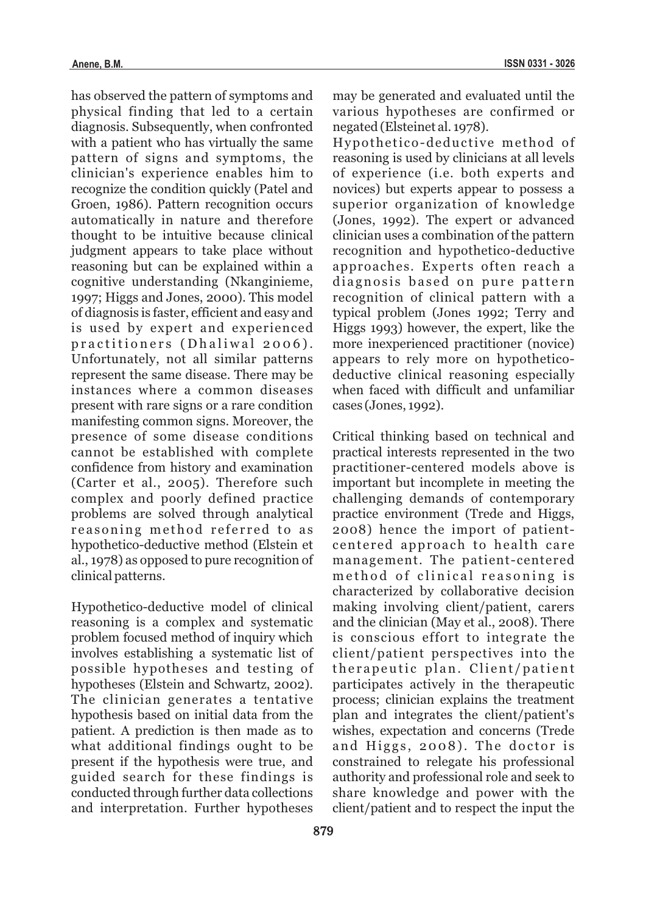has observed the pattern of symptoms and physical finding that led to a certain diagnosis. Subsequently, when confronted with a patient who has virtually the same pattern of signs and symptoms, the clinician's experience enables him to recognize the condition quickly (Patel and Groen, 1986). Pattern recognition occurs automatically in nature and therefore thought to be intuitive because clinical judgment appears to take place without reasoning but can be explained within a cognitive understanding (Nkanginieme, 1997; Higgs and Jones, 2000). This model of diagnosis is faster, efficient and easy and is used by expert and experienced practitioners (Dhaliwal 2006). Unfortunately, not all similar patterns represent the same disease. There may be instances where a common diseases present with rare signs or a rare condition manifesting common signs. Moreover, the presence of some disease conditions cannot be established with complete confidence from history and examination (Carter et al., 2005). Therefore such complex and poorly defined practice problems are solved through analytical reasoning method referred to as hypothetico-deductive method (Elstein et al., 1978) as opposed to pure recognition of clinical patterns.

Hypothetico-deductive model of clinical reasoning is a complex and systematic problem focused method of inquiry which involves establishing a systematic list of possible hypotheses and testing of hypotheses (Elstein and Schwartz, 2002). The clinician generates a tentative hypothesis based on initial data from the patient. A prediction is then made as to what additional findings ought to be present if the hypothesis were true, and guided search for these findings is conducted through further data collections and interpretation. Further hypotheses may be generated and evaluated until the various hypotheses are confirmed or negated (Elsteinet al. 1978).

Hypothetico-deductive method of reasoning is used by clinicians at all levels of experience (i.e. both experts and novices) but experts appear to possess a superior organization of knowledge (Jones, 1992). The expert or advanced clinician uses a combination of the pattern recognition and hypothetico-deductive approaches. Experts often reach a diagnosis based on pure pattern recognition of clinical pattern with a typical problem (Jones 1992; Terry and Higgs 1993) however, the expert, like the more inexperienced practitioner (novice) appears to rely more on hypothetico-deductive clinical reasoning especially when faced with difficult and unfamiliar cases (Jones, 1992).

Critical thinking based on technical and practical interests represented in the two practitioner-centered models above is important but incomplete in meeting the challenging demands of contemporary practice environment (Trede and Higgs, 2008) hence the import of patient-centered approach to health care management. The patient-centered method of clinical reasoning is characterized by collaborative decision making involving client/patient, carers and the clinician (May et al., 2008). There is conscious effort to integrate the client/patient perspectives into the therapeutic plan. Client/patient participates actively in the therapeutic process; clinician explains the treatment plan and integrates the client/patient's wishes, expectation and concerns (Trede and Higgs, 2008). The doctor is constrained to relegate his professional authority and professional role and seek to share knowledge and power with the client/patient and to respect the input the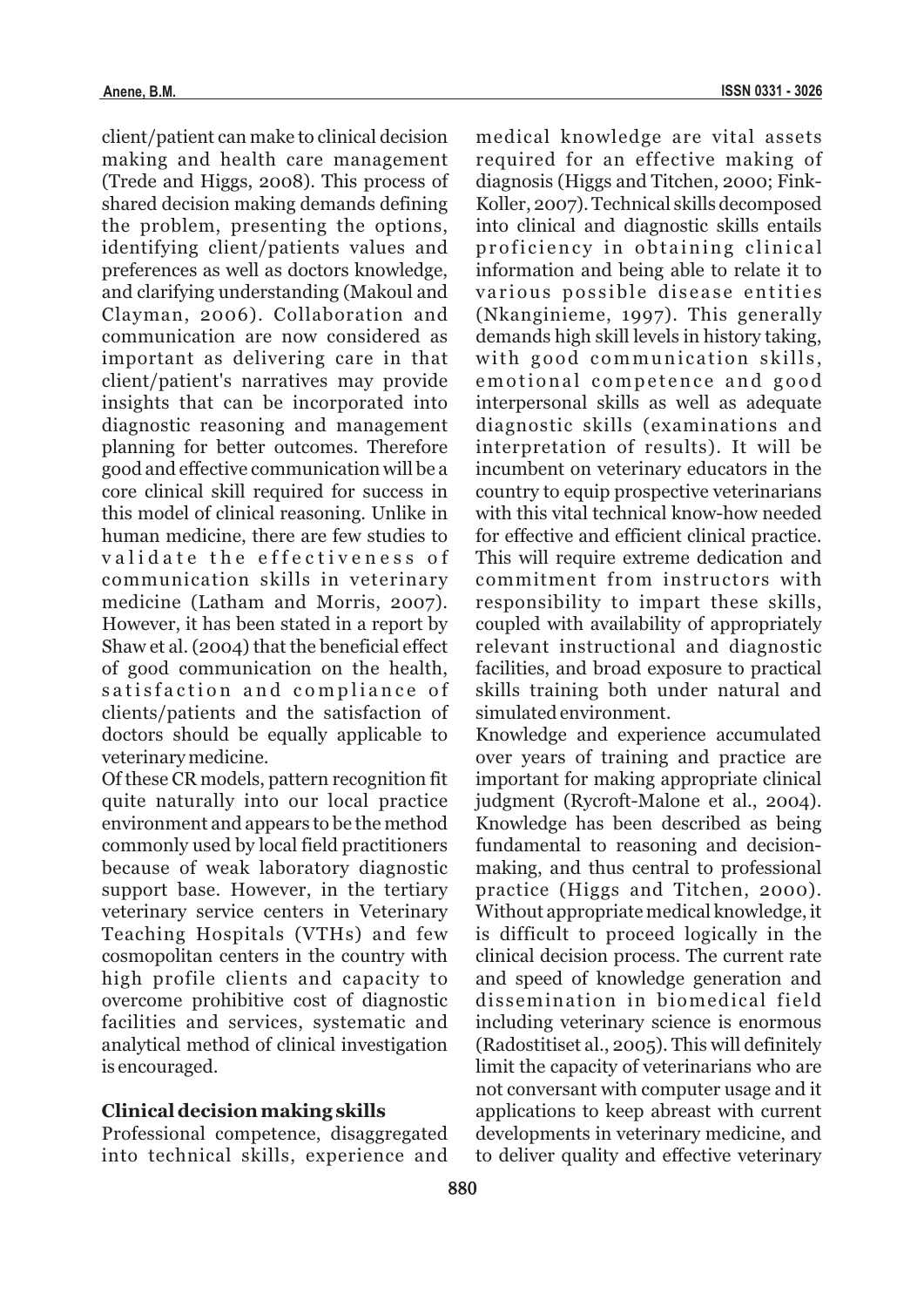client/patient can make to clinical decision making and health care management (Trede and Higgs, 2008). This process of shared decision making demands defining the problem, presenting the options, identifying client/patients values and preferences as well as doctors knowledge, and clarifying understanding (Makoul and Clayman, 2006). Collaboration and communication are now considered as important as delivering care in that client/patient's narratives may provide insights that can be incorporated into diagnostic reasoning and management planning for better outcomes. Therefore good and effective communication will be a core clinical skill required for success in this model of clinical reasoning. Unlike in human medicine, there are few studies to validate the effectiveness of communication skills in veterinary medicine (Latham and Morris, 2007). However, it has been stated in a report by Shaw et al. (2004) that the beneficial effect of good communication on the health, satisfaction and compliance of clients/patients and the satisfaction of doctors should be equally applicable to veterinary medicine.

Of these CR models, pattern recognition fit quite naturally into our local practice environment and appears to be the method commonly used by local field practitioners because of weak laboratory diagnostic support base. However, in the tertiary veterinary service centers in Veterinary Teaching Hospitals (VTHs) and few cosmopolitan centers in the country with high profile clients and capacity to overcome prohibitive cost of diagnostic facilities and services, systematic and analytical method of clinical investigation is encouraged.

## Clinical decision making skills

Professional competence, disaggregated into technical skills, experience and medical knowledge are vital assets required for an effective making of diagnosis (Higgs and Titchen, 2000; Fink-Koller, 2007). Technical skills decomposed into clinical and diagnostic skills entails proficiency in obtaining clinical information and being able to relate it to various possible disease entities (Nkanginieme, 1997). This generally demands high skill levels in history taking, with good communication skills, emotional competence and good interpersonal skills as well as adequate diagnostic skills (examinations and interpretation of results). It will be incumbent on veterinary educators in the country to equip prospective veterinarians with this vital technical know-how needed for effective and efficient clinical practice. This will require extreme dedication and commitment from instructors with responsibility to impart these skills, coupled with availability of appropriately relevant instructional and diagnostic facilities, and broad exposure to practical skills training both under natural and simulated environment.

Knowledge and experience accumulated over years of training and practice are important for making appropriate clinical judgment (Rycroft-Malone et al., 2004). Knowledge has been described as being fundamental to reasoning and decision-making, and thus central to professional practice (Higgs and Titchen, 2000). Without appropriate medical knowledge, it is difficult to proceed logically in the clinical decision process. The current rate and speed of knowledge generation and dissemination in biomedical field including veterinary science is enormous (Radostitiset al., 2005). This will definitely limit the capacity of veterinarians who are not conversant with computer usage and it applications to keep abreast with current developments in veterinary medicine, and to deliver quality and effective veterinary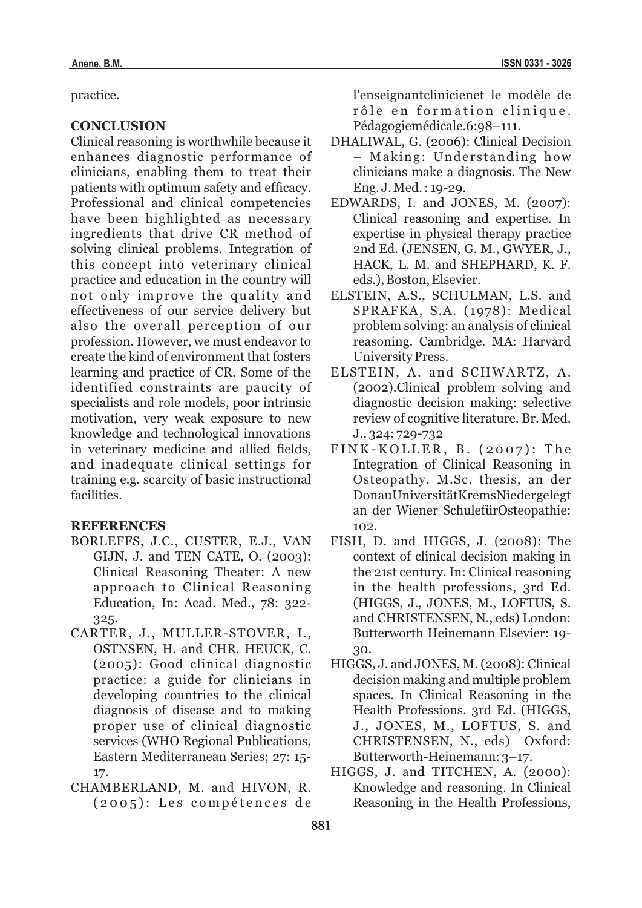practice.

## CONCLUSION

Clinical reasoning is worthwhile because it enhances diagnostic performance of clinicians, enabling them to treat their patients with optimum safety and efficacy. Professional and clinical competencies have been highlighted as necessary ingredients that drive CR method of solving clinical problems. Integration of this concept into veterinary clinical practice and education in the country will not only improve the quality and effectiveness of our service delivery but also the overall perception of our profession. However, we must endeavor to create the kind of environment that fosters learning and practice of CR. Some of the identified constraints are paucity of specialists and role models, poor intrinsic motivation, very weak exposure to new knowledge and technological innovations in veterinary medicine and allied fields, and inadequate clinical settings for training e.g. scarcity of basic instructional facilities.

## REFERENCES

BORLEFFS, J.C., CUSTER, E.J., VAN GIJN, J. and TEN CATE, O. (2003): Clinical Reasoning Theater: A new approach to Clinical Reasoning Education, In: Acad. Med., 78: 322-325.

CARTER, J., MULLER-STOVER, I., OSTNSEN, H. and CHR. HEUCK, C. (2005): Good clinical diagnostic practice: a guide for clinicians in developing countries to the clinical diagnosis of disease and to making proper use of clinical diagnostic services (WHO Regional Publications, Eastern Mediterranean Series; 27: 15-17.

CHAMBERLAND, M. and HIVON, R. (2005): Les compétences de l'enseignantclinicienet le modèle de rôle en formation clinique. Pédagogiemédicale.6:98–111.

DHALIWAL, G. (2006): Clinical Decision – Making: Understanding how clinicians make a diagnosis. The New Eng. J. Med. : 19-29.

EDWARDS, I. and JONES, M. (2007): Clinical reasoning and expertise. In expertise in physical therapy practice 2nd Ed. (JENSEN, G. M., GWYER, J., HACK, L. M. and SHEPHARD, K. F. eds.), Boston, Elsevier.

ELSTEIN, A.S., SCHULMAN, L.S. and SPRAFKA, S.A. (1978): Medical problem solving: an analysis of clinical reasoning. Cambridge. MA: Harvard University Press.

ELSTEIN, A. and SCHWARTZ, A. (2002).Clinical problem solving and diagnostic decision making: selective review of cognitive literature. Br. Med. J., 324: 729-732

FINK-KOLLER, B. (2007): The Integration of Clinical Reasoning in Osteopathy. M.Sc. thesis, an der DonauUniversitätKremsNiedergelegt an der Wiener SchulefürOsteopathie: 102.

FISH, D. and HIGGS, J. (2008): The context of clinical decision making in the 21st century. In: Clinical reasoning in the health professions, 3rd Ed. (HIGGS, J., JONES, M., LOFTUS, S. and CHRISTENSEN, N., eds) London: Butterworth Heinemann Elsevier: 19-30.

HIGGS, J. and JONES, M. (2008): Clinical decision making and multiple problem spaces. In Clinical Reasoning in the Health Professions. 3rd Ed. (HIGGS, J., JONES, M., LOFTUS, S. and CHRISTENSEN, N., eds) Oxford: Butterworth-Heinemann: 3–17.

HIGGS, J. and TITCHEN, A. (2000): Knowledge and reasoning. In Clinical Reasoning in the Health Professions,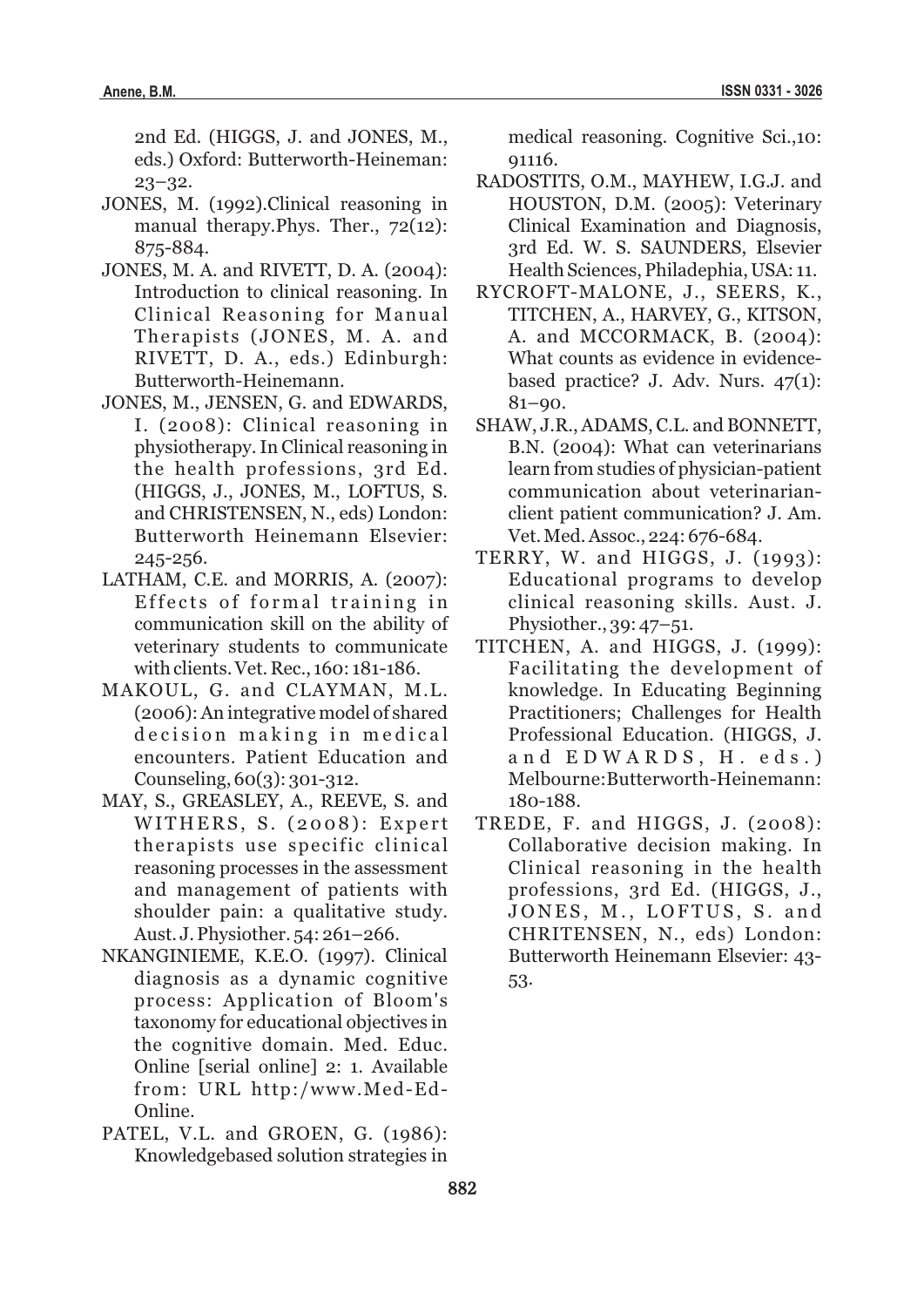2nd Ed. (HIGGS, J. and JONES, M., eds.) Oxford: Butterworth-Heineman: 23–32.

JONES, M. (1992).Clinical reasoning in manual therapy.Phys. Ther., 72(12): 875-884.

JONES, M. A. and RIVETT, D. A. (2004): Introduction to clinical reasoning. In Clinical Reasoning for Manual Therapists (JONES, M. A. and RIVETT, D. A., eds.) Edinburgh: Butterworth-Heinemann.

JONES, M., JENSEN, G. and EDWARDS, I. (2008): Clinical reasoning in physiotherapy. In Clinical reasoning in the health professions, 3rd Ed. (HIGGS, J., JONES, M., LOFTUS, S. and CHRISTENSEN, N., eds) London: Butterworth Heinemann Elsevier: 245-256.

LATHAM, C.E. and MORRIS, A. (2007): Effects of formal training in communication skill on the ability of veterinary students to communicate with clients. Vet. Rec., 160: 181-186.

MAKOUL, G. and CLAYMAN, M.L. (2006): An integrative model of shared decision making in medical encounters. Patient Education and Counseling, 60(3): 301-312.

MAY, S., GREASLEY, A., REEVE, S. and WITHERS, S. (2008): Expert therapists use specific clinical reasoning processes in the assessment and management of patients with shoulder pain: a qualitative study. Aust. J. Physiother. 54: 261–266.

NKANGINIEME, K.E.O. (1997). Clinical diagnosis as a dynamic cognitive process: Application of Bloom's taxonomy for educational objectives in the cognitive domain. Med. Educ. Online [serial online] 2: 1. Available from: URL http:/www.Med-Ed-Online.

PATEL, V.L. and GROEN, G. (1986): Knowledgebased solution strategies in medical reasoning. Cognitive Sci.,10: 91116.

RADOSTITS, O.M., MAYHEW, I.G.J. and HOUSTON, D.M. (2005): Veterinary Clinical Examination and Diagnosis, 3rd Ed. W. S. SAUNDERS, Elsevier Health Sciences, Philadephia, USA: 11.

RYCROFT-MALONE, J., SEERS, K., TITCHEN, A., HARVEY, G., KITSON, A. and MCCORMACK, B. (2004): What counts as evidence in evidence-based practice? J. Adv. Nurs. 47(1): 81–90.

SHAW, J.R., ADAMS, C.L. and BONNETT, B.N. (2004): What can veterinarians learn from studies of physician-patient communication about veterinarian-client patient communication? J. Am. Vet. Med. Assoc., 224: 676-684.

TERRY, W. and HIGGS, J. (1993): Educational programs to develop clinical reasoning skills. Aust. J. Physiother., 39: 47–51.

TITCHEN, A. and HIGGS, J. (1999): Facilitating the development of knowledge. In Educating Beginning Practitioners; Challenges for Health Professional Education. (HIGGS, J. and EDWARDS, H. eds.) Melbourne:Butterworth-Heinemann: 180-188.

TREDE, F. and HIGGS, J. (2008): Collaborative decision making. In Clinical reasoning in the health professions, 3rd Ed. (HIGGS, J., JONES, M., LOFTUS, S. and CHRITENSEN, N., eds) London: Butterworth Heinemann Elsevier: 43-53.